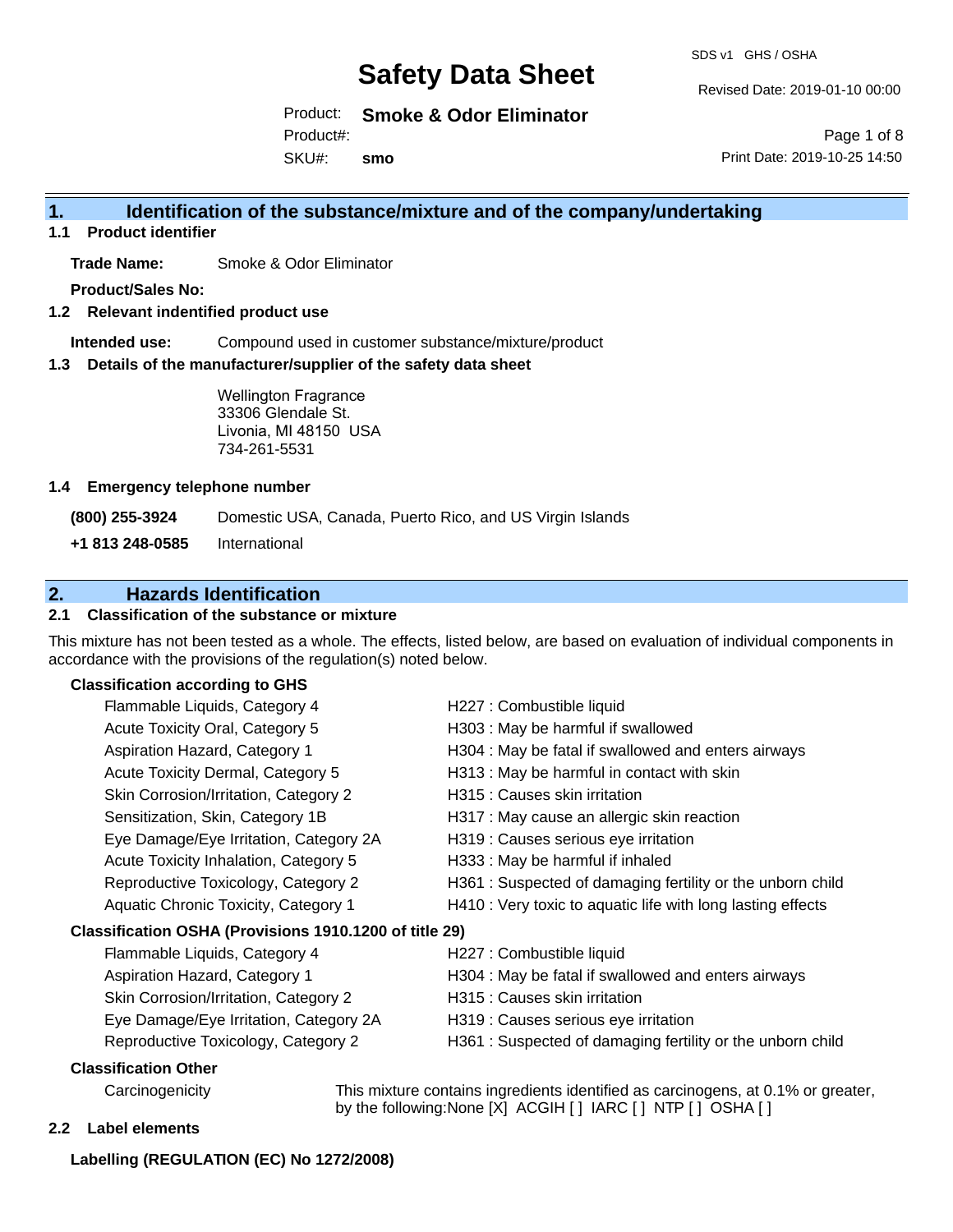# Safety Data Sheet

SDS v1 GHS / OSHA

Revised Date: 2019-01-10 00:00

Product: **Smoke & Odor Eliminator**

Product#:

SKU#: **smo**

Print Date: 2019-10-25 14:50

## 1. Identification of the substance/mixture and of the company/undertaking

### 1.1 Product identifier

**Trade Name:** Smoke & Odor Eliminator

**Product/Sales No:**

### 1.2 Relevant identified product use

**Intended use:** Compound used in customer substance/mixture/product

### 1.3 Details of the manufacturer/supplier of the safety data sheet

Wellington Fragrance
33306 Glendale St.
Livonia, MI 48150 USA
734-261-5531

### 1.4 Emergency telephone number

**(800) 255-3924** Domestic USA, Canada, Puerto Rico, and US Virgin Islands

**+1 813 248-0585** International

## 2. Hazards Identification

### 2.1 Classification of the substance or mixture

This mixture has not been tested as a whole. The effects, listed below, are based on evaluation of individual components in accordance with the provisions of the regulation(s) noted below.

**Classification according to GHS**

| | |
|---|---|
| Flammable Liquids, Category 4 | H227 : Combustible liquid |
| Acute Toxicity Oral, Category 5 | H303 : May be harmful if swallowed |
| Aspiration Hazard, Category 1 | H304 : May be fatal if swallowed and enters airways |
| Acute Toxicity Dermal, Category 5 | H313 : May be harmful in contact with skin |
| Skin Corrosion/Irritation, Category 2 | H315 : Causes skin irritation |
| Sensitization, Skin, Category 1B | H317 : May cause an allergic skin reaction |
| Eye Damage/Eye Irritation, Category 2A | H319 : Causes serious eye irritation |
| Acute Toxicity Inhalation, Category 5 | H333 : May be harmful if inhaled |
| Reproductive Toxicology, Category 2 | H361 : Suspected of damaging fertility or the unborn child |
| Aquatic Chronic Toxicity, Category 1 | H410 : Very toxic to aquatic life with long lasting effects |

**Classification OSHA (Provisions 1910.1200 of title 29)**

| | |
|---|---|
| Flammable Liquids, Category 4 | H227 : Combustible liquid |
| Aspiration Hazard, Category 1 | H304 : May be fatal if swallowed and enters airways |
| Skin Corrosion/Irritation, Category 2 | H315 : Causes skin irritation |
| Eye Damage/Eye Irritation, Category 2A | H319 : Causes serious eye irritation |
| Reproductive Toxicology, Category 2 | H361 : Suspected of damaging fertility or the unborn child |

**Classification Other**

Carcinogenicity — This mixture contains ingredients identified as carcinogens, at 0.1% or greater, by the following:None [X] ACGIH [ ] IARC [ ] NTP [ ] OSHA [ ]

### 2.2 Label elements

**Labelling (REGULATION (EC) No 1272/2008)**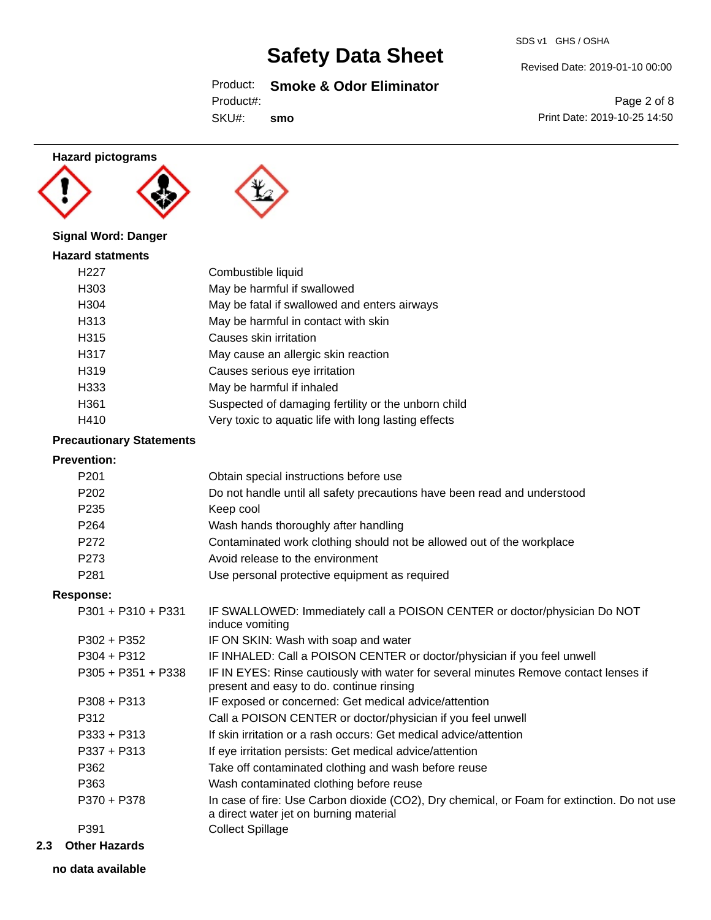**Hazard pictograms**

**Signal Word: Danger**

**Hazard statments**

| | |
|---|---|
| H227 | Combustible liquid |
| H303 | May be harmful if swallowed |
| H304 | May be fatal if swallowed and enters airways |
| H313 | May be harmful in contact with skin |
| H315 | Causes skin irritation |
| H317 | May cause an allergic skin reaction |
| H319 | Causes serious eye irritation |
| H333 | May be harmful if inhaled |
| H361 | Suspected of damaging fertility or the unborn child |
| H410 | Very toxic to aquatic life with long lasting effects |

**Precautionary Statements**

**Prevention:**

| | |
|---|---|
| P201 | Obtain special instructions before use |
| P202 | Do not handle until all safety precautions have been read and understood |
| P235 | Keep cool |
| P264 | Wash hands thoroughly after handling |
| P272 | Contaminated work clothing should not be allowed out of the workplace |
| P273 | Avoid release to the environment |
| P281 | Use personal protective equipment as required |

**Response:**

| | |
|---|---|
| P301 + P310 + P331 | IF SWALLOWED: Immediately call a POISON CENTER or doctor/physician Do NOT induce vomiting |
| P302 + P352 | IF ON SKIN: Wash with soap and water |
| P304 + P312 | IF INHALED: Call a POISON CENTER or doctor/physician if you feel unwell |
| P305 + P351 + P338 | IF IN EYES: Rinse cautiously with water for several minutes Remove contact lenses if present and easy to do. continue rinsing |
| P308 + P313 | IF exposed or concerned: Get medical advice/attention |
| P312 | Call a POISON CENTER or doctor/physician if you feel unwell |
| P333 + P313 | If skin irritation or a rash occurs: Get medical advice/attention |
| P337 + P313 | If eye irritation persists: Get medical advice/attention |
| P362 | Take off contaminated clothing and wash before reuse |
| P363 | Wash contaminated clothing before reuse |
| P370 + P378 | In case of fire: Use Carbon dioxide ($CO_2$), Dry chemical, or Foam for extinction. Do not use a direct water jet on burning material |
| P391 | Collect Spillage |

## 2.3 Other Hazards

**no data available**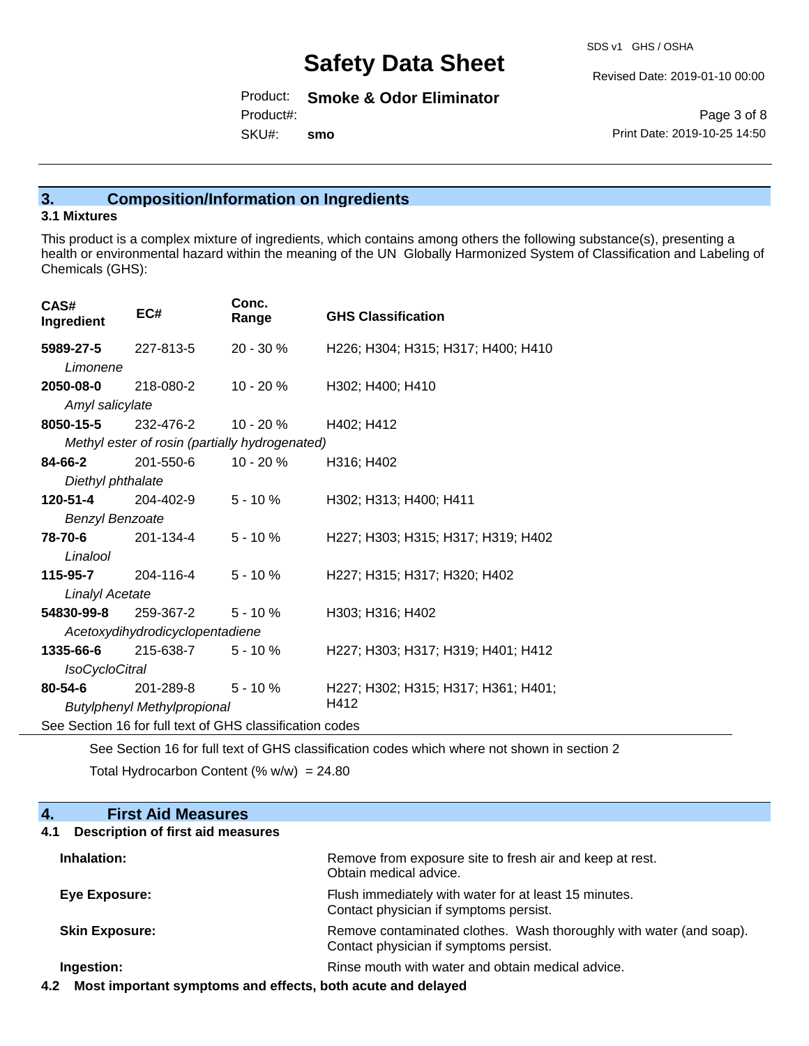## 3. Composition/Information on Ingredients

### 3.1 Mixtures

This product is a complex mixture of ingredients, which contains among others the following substance(s), presenting a health or environmental hazard within the meaning of the UN Globally Harmonized System of Classification and Labeling of Chemicals (GHS):

| CAS# Ingredient | EC# | Conc. Range | GHS Classification |
|---|---|---|---|
| **5989-27-5** *Limonene* | 227-813-5 | 20 - 30 % | H226; H304; H315; H317; H400; H410 |
| **2050-08-0** *Amyl salicylate* | 218-080-2 | 10 - 20 % | H302; H400; H410 |
| **8050-15-5** *Methyl ester of rosin (partially hydrogenated)* | 232-476-2 | 10 - 20 % | H402; H412 |
| **84-66-2** *Diethyl phthalate* | 201-550-6 | 10 - 20 % | H316; H402 |
| **120-51-4** *Benzyl Benzoate* | 204-402-9 | 5 - 10 % | H302; H313; H400; H411 |
| **78-70-6** *Linalool* | 201-134-4 | 5 - 10 % | H227; H303; H315; H317; H319; H402 |
| **115-95-7** *Linalyl Acetate* | 204-116-4 | 5 - 10 % | H227; H315; H317; H320; H402 |
| **54830-99-8** *Acetoxydihydrodicyclopentadiene* | 259-367-2 | 5 - 10 % | H303; H316; H402 |
| **1335-66-6** *IsoCycloCitral* | 215-638-7 | 5 - 10 % | H227; H303; H317; H319; H401; H412 |
| **80-54-6** *Butylphenyl Methylpropional* | 201-289-8 | 5 - 10 % | H227; H302; H315; H317; H361; H401; H412 |

See Section 16 for full text of GHS classification codes

See Section 16 for full text of GHS classification codes which where not shown in section 2

Total Hydrocarbon Content (% w/w) = 24.80

## 4. First Aid Measures

### 4.1 Description of first aid measures

**Inhalation:** Remove from exposure site to fresh air and keep at rest. Obtain medical advice.

**Eye Exposure:** Flush immediately with water for at least 15 minutes. Contact physician if symptoms persist.

**Skin Exposure:** Remove contaminated clothes. Wash thoroughly with water (and soap). Contact physician if symptoms persist.

**Ingestion:** Rinse mouth with water and obtain medical advice.

### 4.2 Most important symptoms and effects, both acute and delayed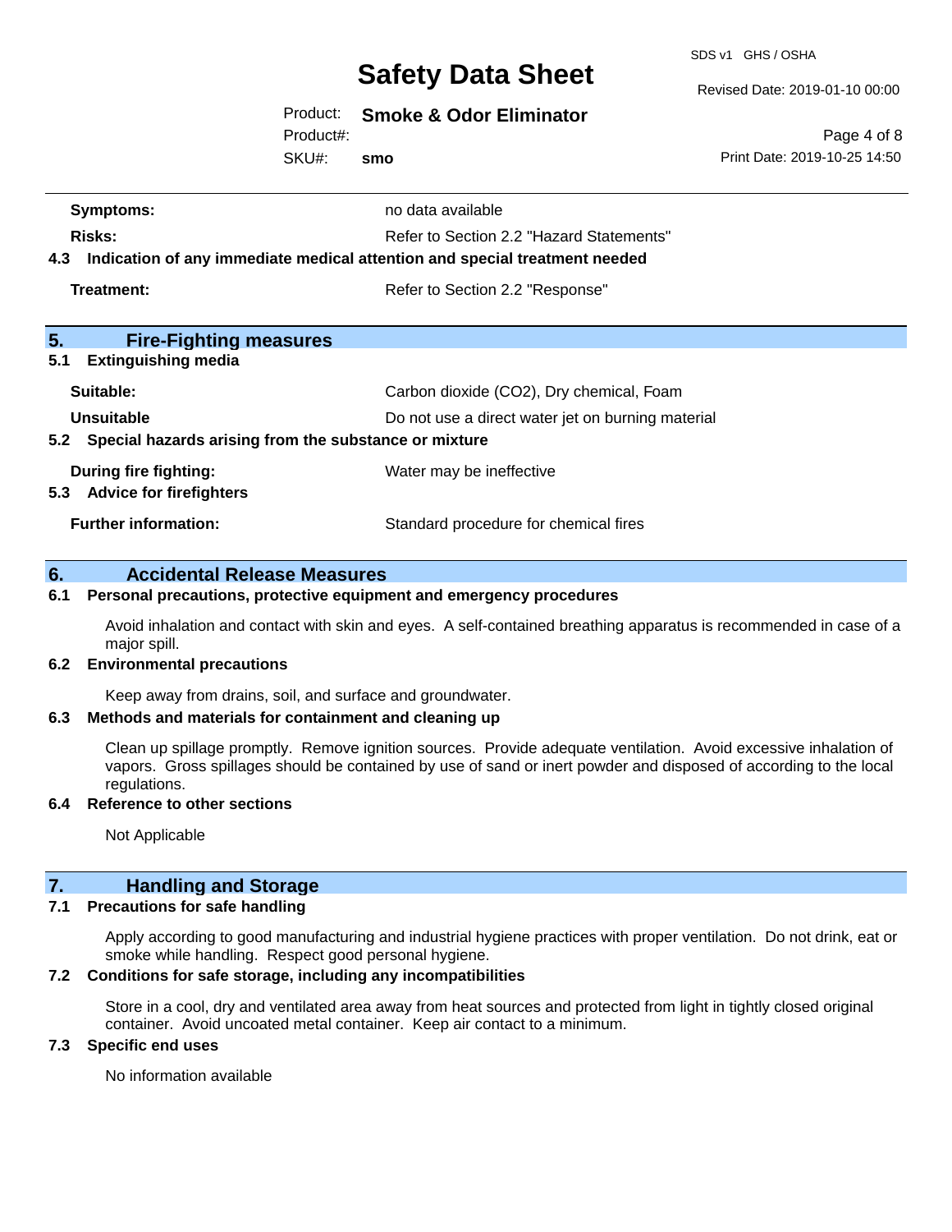**Symptoms:** no data available

**Risks:** Refer to Section 2.2 "Hazard Statements"

**4.3 Indication of any immediate medical attention and special treatment needed**

**Treatment:** Refer to Section 2.2 "Response"

## 5. Fire-Fighting measures

**5.1 Extinguishing media**

**Suitable:** Carbon dioxide ($CO_2$), Dry chemical, Foam

**Unsuitable** Do not use a direct water jet on burning material

**5.2 Special hazards arising from the substance or mixture**

**During fire fighting:** Water may be ineffective

**5.3 Advice for firefighters**

**Further information:** Standard procedure for chemical fires

## 6. Accidental Release Measures

**6.1 Personal precautions, protective equipment and emergency procedures**

Avoid inhalation and contact with skin and eyes. A self-contained breathing apparatus is recommended in case of a major spill.

**6.2 Environmental precautions**

Keep away from drains, soil, and surface and groundwater.

**6.3 Methods and materials for containment and cleaning up**

Clean up spillage promptly. Remove ignition sources. Provide adequate ventilation. Avoid excessive inhalation of vapors. Gross spillages should be contained by use of sand or inert powder and disposed of according to the local regulations.

**6.4 Reference to other sections**

Not Applicable

## 7. Handling and Storage

**7.1 Precautions for safe handling**

Apply according to good manufacturing and industrial hygiene practices with proper ventilation. Do not drink, eat or smoke while handling. Respect good personal hygiene.

**7.2 Conditions for safe storage, including any incompatibilities**

Store in a cool, dry and ventilated area away from heat sources and protected from light in tightly closed original container. Avoid uncoated metal container. Keep air contact to a minimum.

**7.3 Specific end uses**

No information available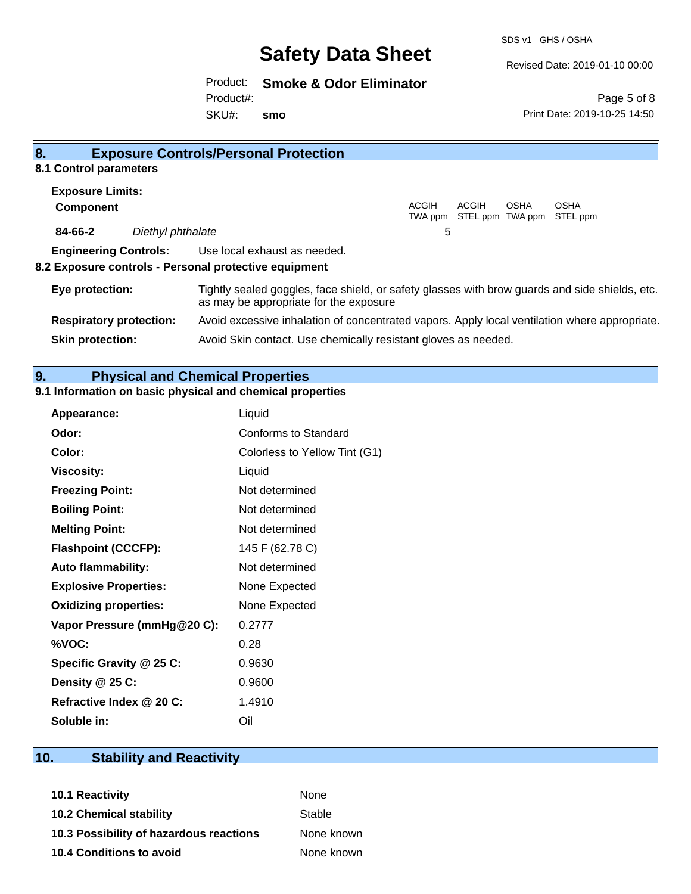## 8. Exposure Controls/Personal Protection

### 8.1 Control parameters

**Exposure Limits:**

| Component | | ACGIH TWA ppm | ACGIH STEL ppm | OSHA TWA ppm | OSHA STEL ppm |
|---|---|---|---|---|---|
| **84-66-2** | *Diethyl phthalate* | 5 | | | |

**Engineering Controls:** Use local exhaust as needed.

### 8.2 Exposure controls - Personal protective equipment

**Eye protection:** Tightly sealed goggles, face shield, or safety glasses with brow guards and side shields, etc. as may be appropriate for the exposure

**Respiratory protection:** Avoid excessive inhalation of concentrated vapors. Apply local ventilation where appropriate.

**Skin protection:** Avoid Skin contact. Use chemically resistant gloves as needed.

## 9. Physical and Chemical Properties

### 9.1 Information on basic physical and chemical properties

| | |
|---|---|
| **Appearance:** | Liquid |
| **Odor:** | Conforms to Standard |
| **Color:** | Colorless to Yellow Tint (G1) |
| **Viscosity:** | Liquid |
| **Freezing Point:** | Not determined |
| **Boiling Point:** | Not determined |
| **Melting Point:** | Not determined |
| **Flashpoint (CCCFP):** | 145 F (62.78 C) |
| **Auto flammability:** | Not determined |
| **Explosive Properties:** | None Expected |
| **Oxidizing properties:** | None Expected |
| **Vapor Pressure (mmHg@20 C):** | 0.2777 |
| **%VOC:** | 0.28 |
| **Specific Gravity @ 25 C:** | 0.9630 |
| **Density @ 25 C:** | 0.9600 |
| **Refractive Index @ 20 C:** | 1.4910 |
| **Soluble in:** | Oil |

## 10. Stability and Reactivity

| | |
|---|---|
| **10.1 Reactivity** | None |
| **10.2 Chemical stability** | Stable |
| **10.3 Possibility of hazardous reactions** | None known |
| **10.4 Conditions to avoid** | None known |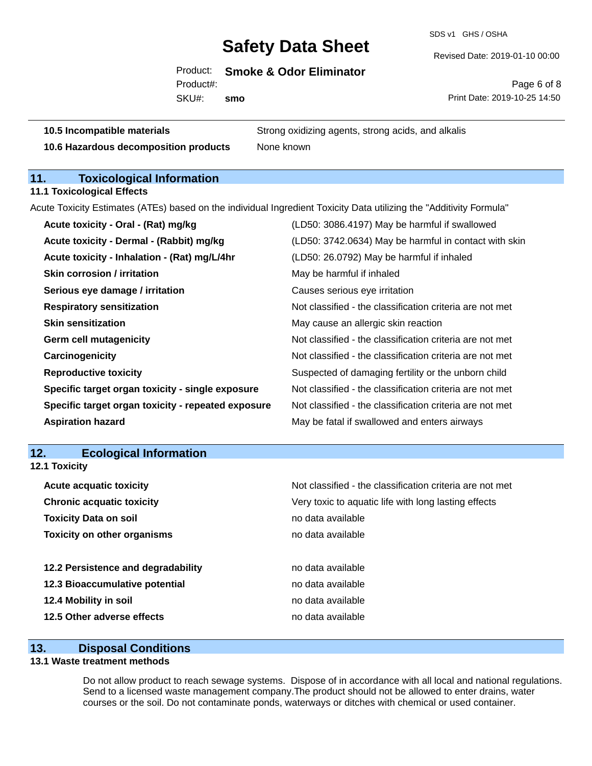| | |
|---|---|
| **10.5 Incompatible materials** | Strong oxidizing agents, strong acids, and alkalis |
| **10.6 Hazardous decomposition products** | None known |

## 11. Toxicological Information

### 11.1 Toxicological Effects

Acute Toxicity Estimates (ATEs) based on the individual Ingredient Toxicity Data utilizing the "Additivity Formula"

| | |
|---|---|
| **Acute toxicity - Oral - (Rat) mg/kg** | (LD50: 3086.4197) May be harmful if swallowed |
| **Acute toxicity - Dermal - (Rabbit) mg/kg** | (LD50: 3742.0634) May be harmful in contact with skin |
| **Acute toxicity - Inhalation - (Rat) mg/L/4hr** | (LD50: 26.0792) May be harmful if inhaled |
| **Skin corrosion / irritation** | May be harmful if inhaled |
| **Serious eye damage / irritation** | Causes serious eye irritation |
| **Respiratory sensitization** | Not classified - the classification criteria are not met |
| **Skin sensitization** | May cause an allergic skin reaction |
| **Germ cell mutagenicity** | Not classified - the classification criteria are not met |
| **Carcinogenicity** | Not classified - the classification criteria are not met |
| **Reproductive toxicity** | Suspected of damaging fertility or the unborn child |
| **Specific target organ toxicity - single exposure** | Not classified - the classification criteria are not met |
| **Specific target organ toxicity - repeated exposure** | Not classified - the classification criteria are not met |
| **Aspiration hazard** | May be fatal if swallowed and enters airways |

## 12. Ecological Information

### 12.1 Toxicity

| | |
|---|---|
| **Acute acquatic toxicity** | Not classified - the classification criteria are not met |
| **Chronic acquatic toxicity** | Very toxic to aquatic life with long lasting effects |
| **Toxicity Data on soil** | no data available |
| **Toxicity on other organisms** | no data available |

| | |
|---|---|
| **12.2 Persistence and degradability** | no data available |
| **12.3 Bioaccumulative potential** | no data available |
| **12.4 Mobility in soil** | no data available |
| **12.5 Other adverse effects** | no data available |

## 13. Disposal Conditions

### 13.1 Waste treatment methods

Do not allow product to reach sewage systems. Dispose of in accordance with all local and national regulations. Send to a licensed waste management company.The product should not be allowed to enter drains, water courses or the soil. Do not contaminate ponds, waterways or ditches with chemical or used container.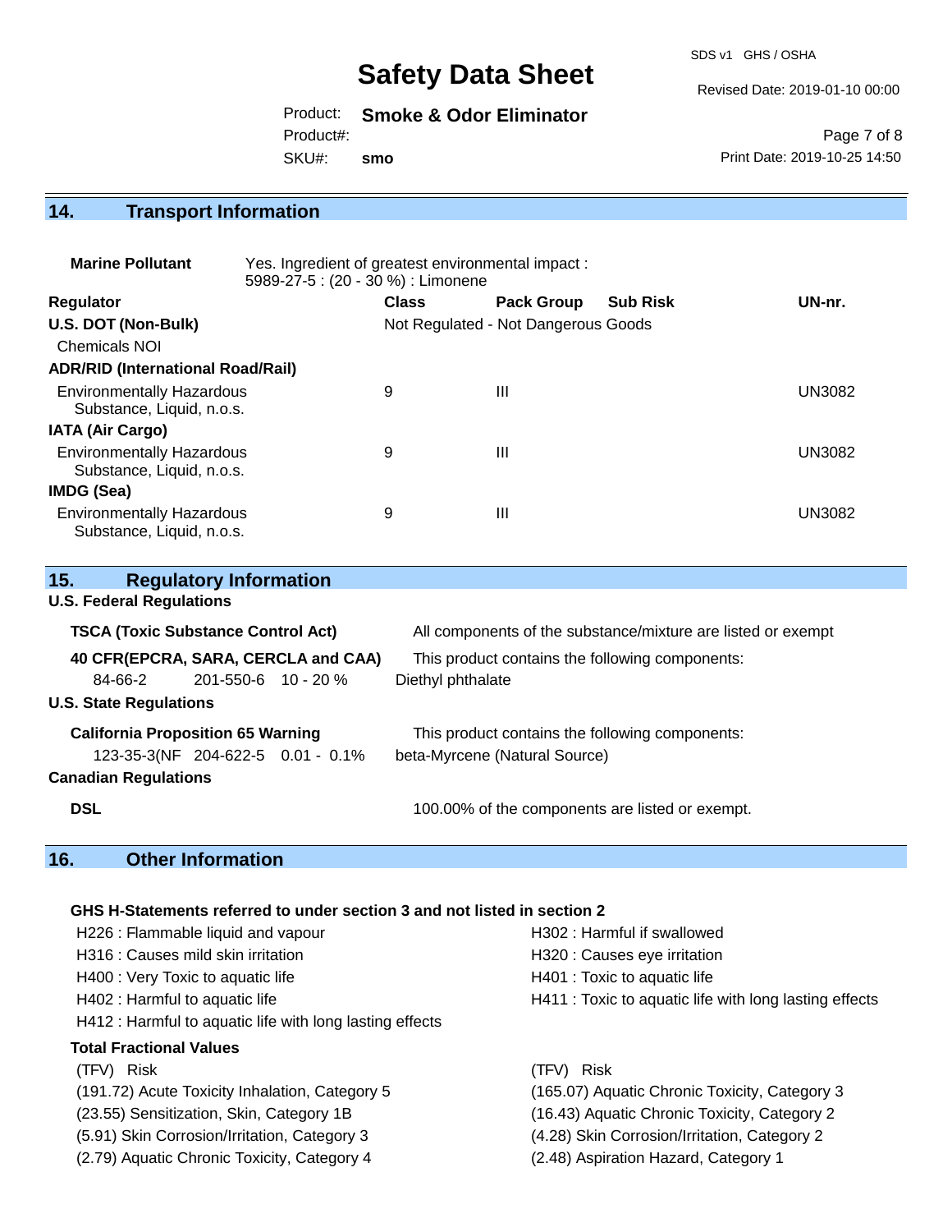## 14. Transport Information

**Marine Pollutant** Yes. Ingredient of greatest environmental impact : 5989-27-5 : (20 - 30 %) : Limonene

| Regulator | Class | Pack Group | Sub Risk | UN-nr. |
|---|---|---|---|---|
| **U.S. DOT (Non-Bulk)** | Not Regulated - Not Dangerous Goods | | | |
| Chemicals NOI | | | | |
| **ADR/RID (International Road/Rail)** | | | | |
| Environmentally Hazardous Substance, Liquid, n.o.s. | 9 | III | | UN3082 |
| **IATA (Air Cargo)** | | | | |
| Environmentally Hazardous Substance, Liquid, n.o.s. | 9 | III | | UN3082 |
| **IMDG (Sea)** | | | | |
| Environmentally Hazardous Substance, Liquid, n.o.s. | 9 | III | | UN3082 |

## 15. Regulatory Information

**U.S. Federal Regulations**

**TSCA (Toxic Substance Control Act)** All components of the substance/mixture are listed or exempt

**40 CFR(EPCRA, SARA, CERCLA and CAA)** This product contains the following components:

| | | | |
|---|---|---|---|
| 84-66-2 | 201-550-6 | 10 - 20 % | Diethyl phthalate |

**U.S. State Regulations**

**California Proposition 65 Warning** This product contains the following components:

| | | | |
|---|---|---|---|
| 123-35-3(NF | 204-622-5 | 0.01 - 0.1% | beta-Myrcene (Natural Source) |

**Canadian Regulations**

**DSL** 100.00% of the components are listed or exempt.

## 16. Other Information

**GHS H-Statements referred to under section 3 and not listed in section 2**

H226 : Flammable liquid and vapour
H302 : Harmful if swallowed
H316 : Causes mild skin irritation
H320 : Causes eye irritation
H400 : Very Toxic to aquatic life
H401 : Toxic to aquatic life
H402 : Harmful to aquatic life
H411 : Toxic to aquatic life with long lasting effects
H412 : Harmful to aquatic life with long lasting effects

**Total Fractional Values**

| (TFV) Risk | (TFV) Risk |
|---|---|
| (191.72) Acute Toxicity Inhalation, Category 5 | (165.07) Aquatic Chronic Toxicity, Category 3 |
| (23.55) Sensitization, Skin, Category 1B | (16.43) Aquatic Chronic Toxicity, Category 2 |
| (5.91) Skin Corrosion/Irritation, Category 3 | (4.28) Skin Corrosion/Irritation, Category 2 |
| (2.79) Aquatic Chronic Toxicity, Category 4 | (2.48) Aspiration Hazard, Category 1 |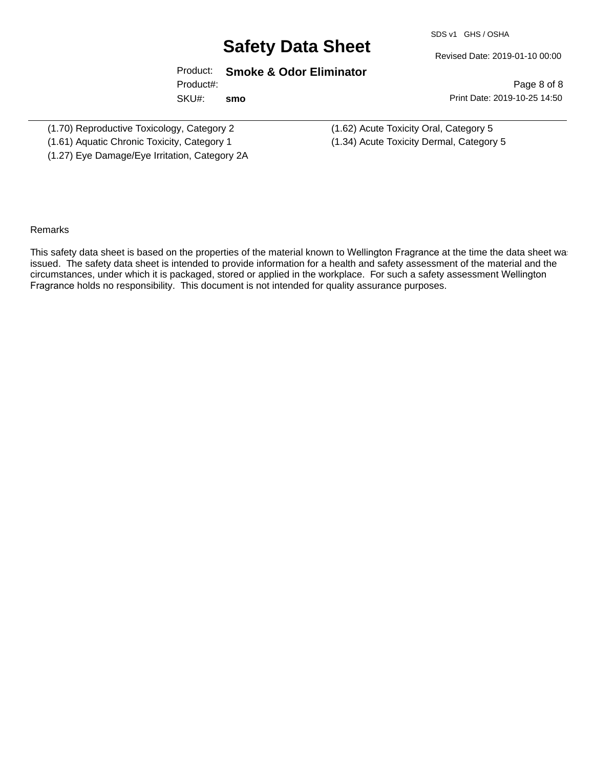(1.70) Reproductive Toxicology, Category 2

(1.61) Aquatic Chronic Toxicity, Category 1

(1.27) Eye Damage/Eye Irritation, Category 2A

(1.62) Acute Toxicity Oral, Category 5

(1.34) Acute Toxicity Dermal, Category 5

Remarks

This safety data sheet is based on the properties of the material known to Wellington Fragrance at the time the data sheet was issued. The safety data sheet is intended to provide information for a health and safety assessment of the material and the circumstances, under which it is packaged, stored or applied in the workplace. For such a safety assessment Wellington Fragrance holds no responsibility. This document is not intended for quality assurance purposes.